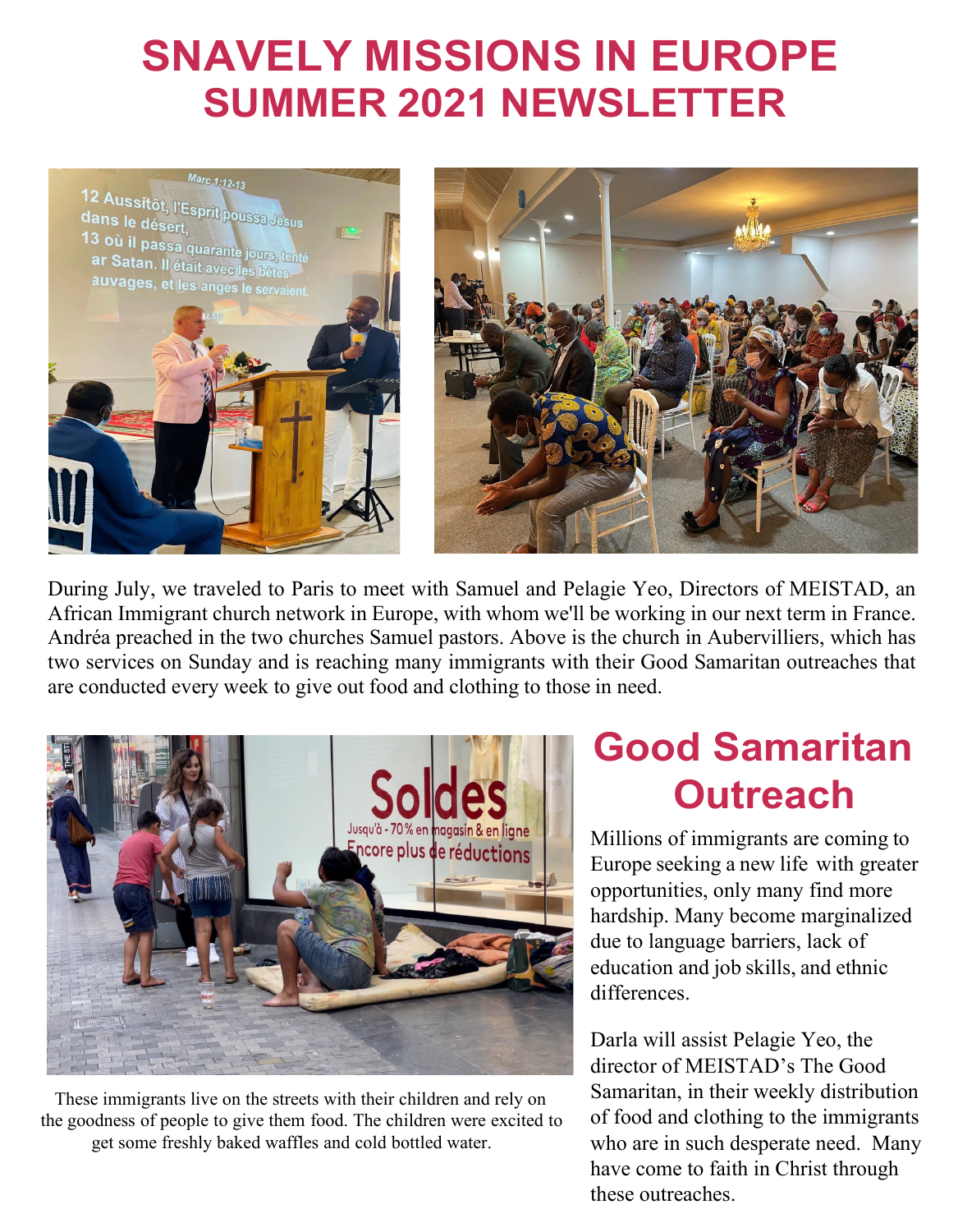# SNAVELY MISSIONS IN EUROPE
# SUMMER 2021 NEWSLETTER

During July, we traveled to Paris to meet with Samuel and Pelagie Yeo, Directors of MEISTAD, an African Immigrant church network in Europe, with whom we'll be working in our next term in France. Andréa preached in the two churches Samuel pastors. Above is the church in Aubervilliers, which has two services on Sunday and is reaching many immigrants with their Good Samaritan outreaches that are conducted every week to give out food and clothing to those in need.

These immigrants live on the streets with their children and rely on the goodness of people to give them food. The children were excited to get some freshly baked waffles and cold bottled water.

## Good Samaritan Outreach

Millions of immigrants are coming to Europe seeking a new life with greater opportunities, only many find more hardship. Many become marginalized due to language barriers, lack of education and job skills, and ethnic differences.

Darla will assist Pelagie Yeo, the director of MEISTAD's The Good Samaritan, in their weekly distribution of food and clothing to the immigrants who are in such desperate need. Many have come to faith in Christ through these outreaches.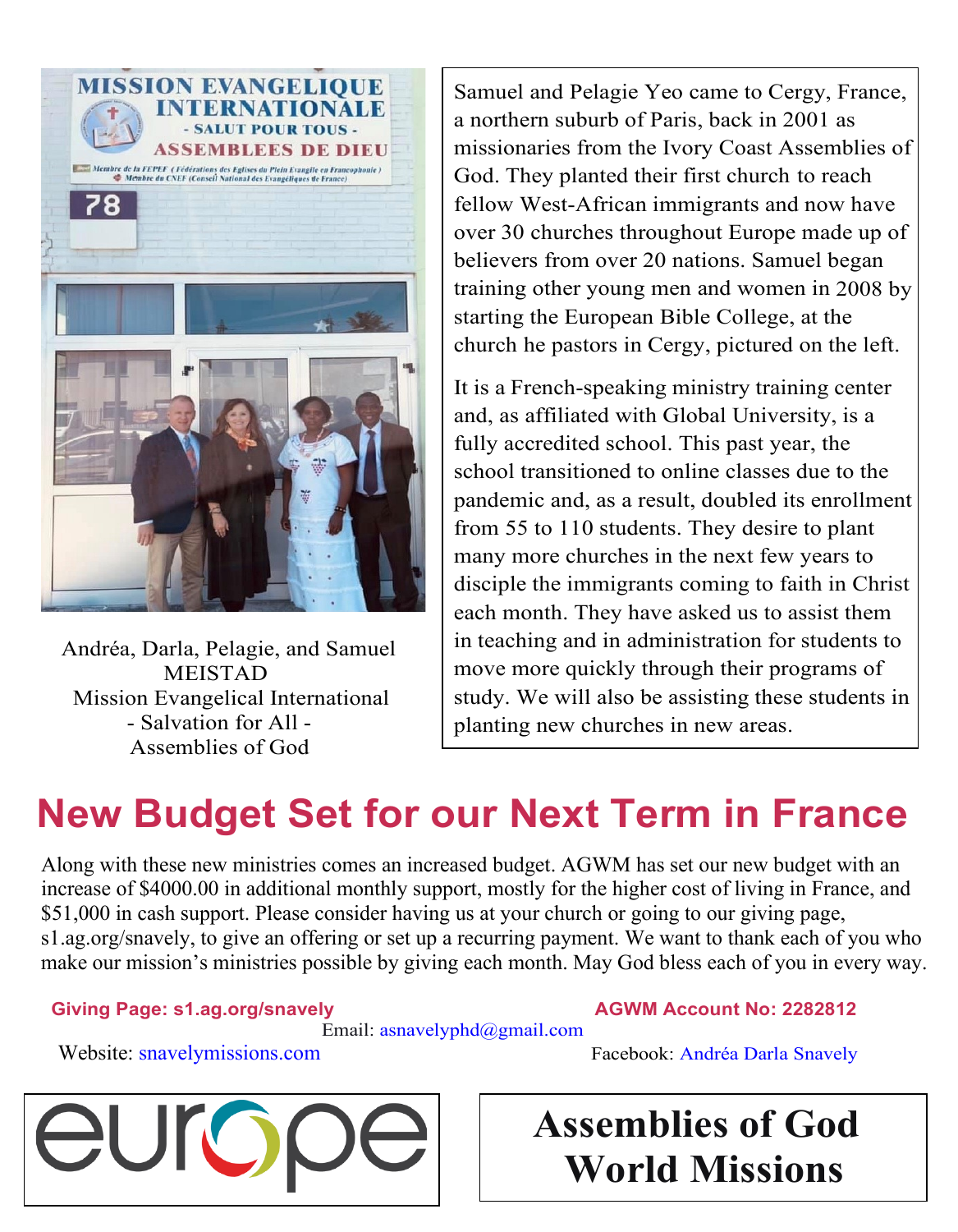Andréa, Darla, Pelagie, and Samuel
MEISTAD
Mission Evangelical International
- Salvation for All -
Assemblies of God

Samuel and Pelagie Yeo came to Cergy, France, a northern suburb of Paris, back in 2001 as missionaries from the Ivory Coast Assemblies of God. They planted their first church to reach fellow West-African immigrants and now have over 30 churches throughout Europe made up of believers from over 20 nations. Samuel began training other young men and women in 2008 by starting the European Bible College, at the church he pastors in Cergy, pictured on the left.

It is a French-speaking ministry training center and, as affiliated with Global University, is a fully accredited school. This past year, the school transitioned to online classes due to the pandemic and, as a result, doubled its enrollment from 55 to 110 students. They desire to plant many more churches in the next few years to disciple the immigrants coming to faith in Christ each month. They have asked us to assist them in teaching and in administration for students to move more quickly through their programs of study. We will also be assisting these students in planting new churches in new areas.

# New Budget Set for our Next Term in France

Along with these new ministries comes an increased budget. AGWM has set our new budget with an increase of $4000.00 in additional monthly support, mostly for the higher cost of living in France, and $51,000 in cash support. Please consider having us at your church or going to our giving page, s1.ag.org/snavely, to give an offering or set up a recurring payment. We want to thank each of you who make our mission's ministries possible by giving each month. May God bless each of you in every way.

**Giving Page: s1.ag.org/snavely**

**AGWM Account No: 2282812**

Email: asnavelyphd@gmail.com

Website: snavelymissions.com

Facebook: Andréa Darla Snavely

europe

**Assemblies of God World Missions**